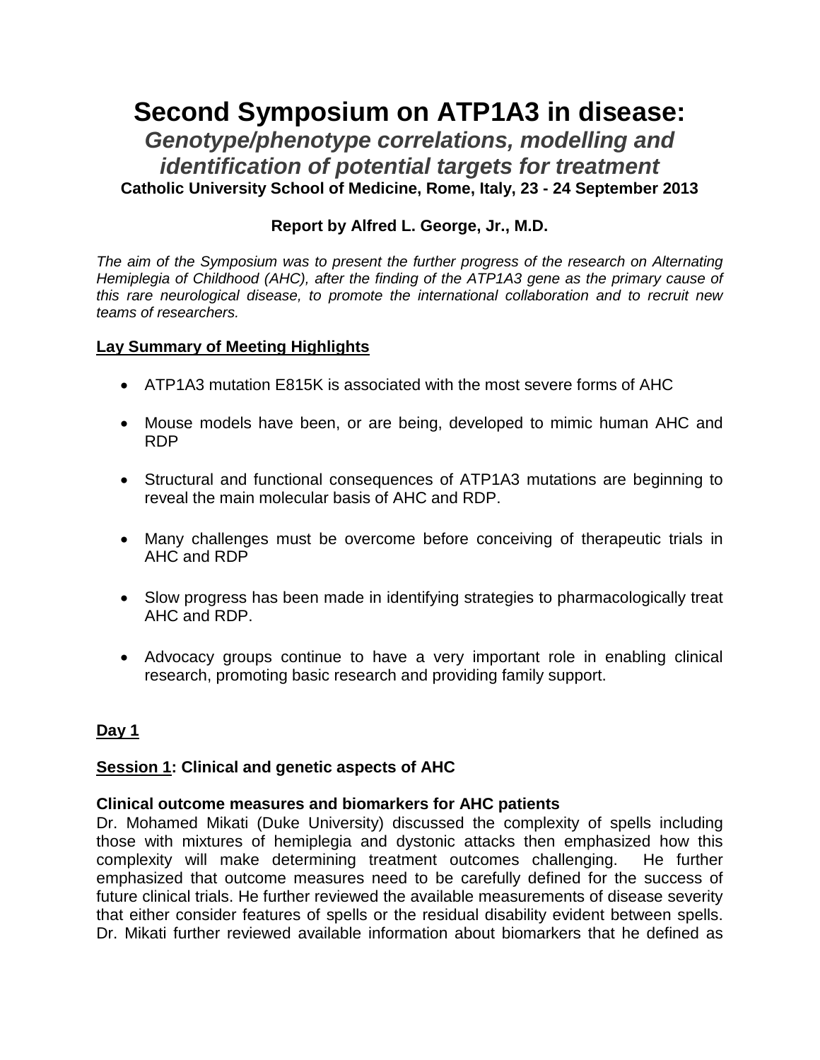# Second Symposium on ATP1A3 in disease:

## *Genotype/phenotype correlations, modelling and identification of potential targets for treatment*

**Catholic University School of Medicine, Rome, Italy, 23 - 24 September 2013**

**Report by Alfred L. George, Jr., M.D.**

*The aim of the Symposium was to present the further progress of the research on Alternating Hemiplegia of Childhood (AHC), after the finding of the ATP1A3 gene as the primary cause of this rare neurological disease, to promote the international collaboration and to recruit new teams of researchers.*

**Lay Summary of Meeting Highlights**

- ATP1A3 mutation E815K is associated with the most severe forms of AHC
- Mouse models have been, or are being, developed to mimic human AHC and RDP
- Structural and functional consequences of ATP1A3 mutations are beginning to reveal the main molecular basis of AHC and RDP.
- Many challenges must be overcome before conceiving of therapeutic trials in AHC and RDP
- Slow progress has been made in identifying strategies to pharmacologically treat AHC and RDP.
- Advocacy groups continue to have a very important role in enabling clinical research, promoting basic research and providing family support.

**Day 1**

**Session 1: Clinical and genetic aspects of AHC**

**Clinical outcome measures and biomarkers for AHC patients**

Dr. Mohamed Mikati (Duke University) discussed the complexity of spells including those with mixtures of hemiplegia and dystonic attacks then emphasized how this complexity will make determining treatment outcomes challenging. He further emphasized that outcome measures need to be carefully defined for the success of future clinical trials. He further reviewed the available measurements of disease severity that either consider features of spells or the residual disability evident between spells. Dr. Mikati further reviewed available information about biomarkers that he defined as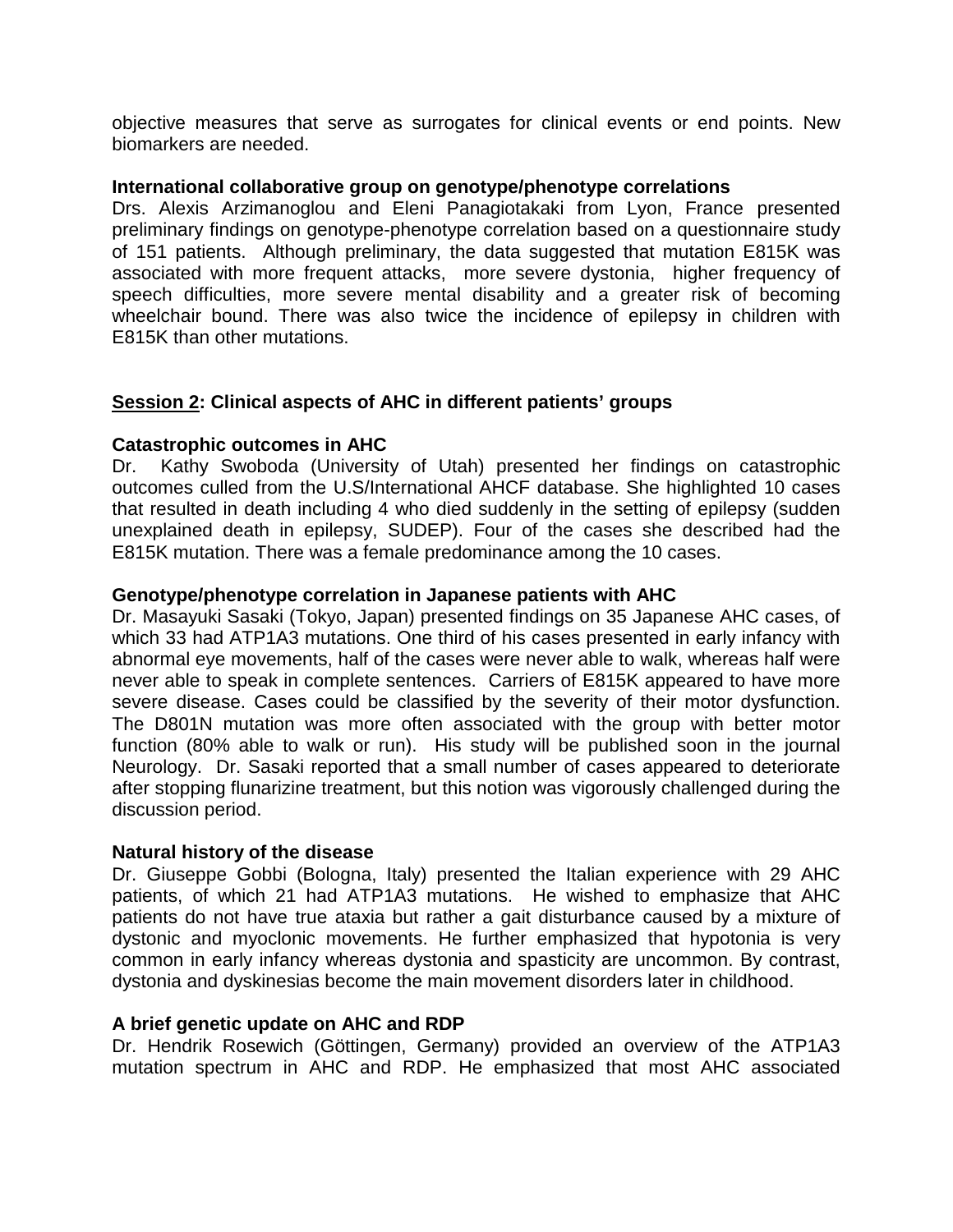objective measures that serve as surrogates for clinical events or end points. New biomarkers are needed.

**International collaborative group on genotype/phenotype correlations**

Drs. Alexis Arzimanoglou and Eleni Panagiotakaki from Lyon, France presented preliminary findings on genotype-phenotype correlation based on a questionnaire study of 151 patients. Although preliminary, the data suggested that mutation E815K was associated with more frequent attacks, more severe dystonia, higher frequency of speech difficulties, more severe mental disability and a greater risk of becoming wheelchair bound. There was also twice the incidence of epilepsy in children with E815K than other mutations.

## **<u>Session 2</u>: Clinical aspects of AHC in different patients' groups**

**Catastrophic outcomes in AHC**

Dr. Kathy Swoboda (University of Utah) presented her findings on catastrophic outcomes culled from the U.S/International AHCF database. She highlighted 10 cases that resulted in death including 4 who died suddenly in the setting of epilepsy (sudden unexplained death in epilepsy, SUDEP). Four of the cases she described had the E815K mutation. There was a female predominance among the 10 cases.

**Genotype/phenotype correlation in Japanese patients with AHC**

Dr. Masayuki Sasaki (Tokyo, Japan) presented findings on 35 Japanese AHC cases, of which 33 had ATP1A3 mutations. One third of his cases presented in early infancy with abnormal eye movements, half of the cases were never able to walk, whereas half were never able to speak in complete sentences. Carriers of E815K appeared to have more severe disease. Cases could be classified by the severity of their motor dysfunction. The D801N mutation was more often associated with the group with better motor function (80% able to walk or run). His study will be published soon in the journal Neurology. Dr. Sasaki reported that a small number of cases appeared to deteriorate after stopping flunarizine treatment, but this notion was vigorously challenged during the discussion period.

**Natural history of the disease**

Dr. Giuseppe Gobbi (Bologna, Italy) presented the Italian experience with 29 AHC patients, of which 21 had ATP1A3 mutations. He wished to emphasize that AHC patients do not have true ataxia but rather a gait disturbance caused by a mixture of dystonic and myoclonic movements. He further emphasized that hypotonia is very common in early infancy whereas dystonia and spasticity are uncommon. By contrast, dystonia and dyskinesias become the main movement disorders later in childhood.

**A brief genetic update on AHC and RDP**

Dr. Hendrik Rosewich (Göttingen, Germany) provided an overview of the ATP1A3 mutation spectrum in AHC and RDP. He emphasized that most AHC associated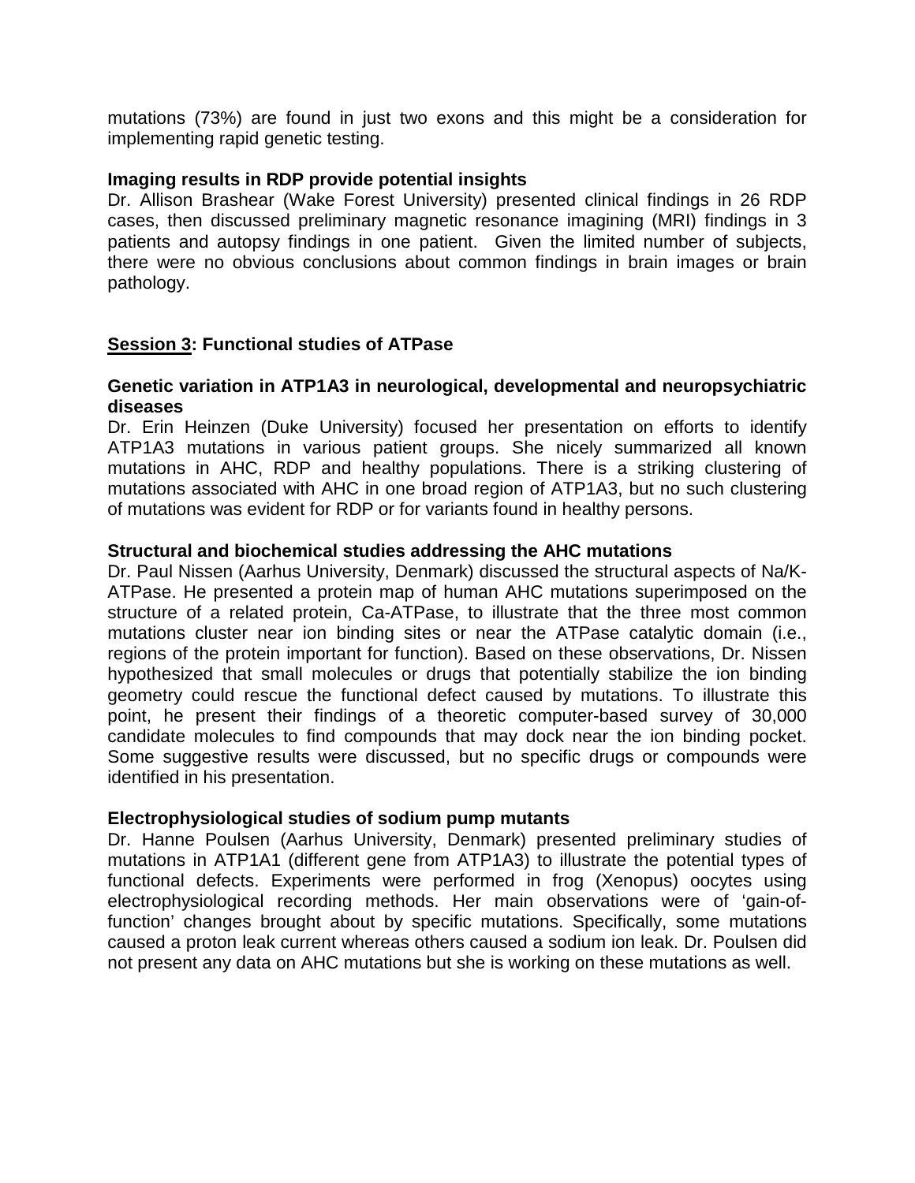mutations (73%) are found in just two exons and this might be a consideration for implementing rapid genetic testing.

**Imaging results in RDP provide potential insights**

Dr. Allison Brashear (Wake Forest University) presented clinical findings in 26 RDP cases, then discussed preliminary magnetic resonance imagining (MRI) findings in 3 patients and autopsy findings in one patient. Given the limited number of subjects, there were no obvious conclusions about common findings in brain images or brain pathology.

## <u>Session 3</u>: Functional studies of ATPase

**Genetic variation in ATP1A3 in neurological, developmental and neuropsychiatric diseases**

Dr. Erin Heinzen (Duke University) focused her presentation on efforts to identify ATP1A3 mutations in various patient groups. She nicely summarized all known mutations in AHC, RDP and healthy populations. There is a striking clustering of mutations associated with AHC in one broad region of ATP1A3, but no such clustering of mutations was evident for RDP or for variants found in healthy persons.

**Structural and biochemical studies addressing the AHC mutations**

Dr. Paul Nissen (Aarhus University, Denmark) discussed the structural aspects of Na/K-ATPase. He presented a protein map of human AHC mutations superimposed on the structure of a related protein, Ca-ATPase, to illustrate that the three most common mutations cluster near ion binding sites or near the ATPase catalytic domain (i.e., regions of the protein important for function). Based on these observations, Dr. Nissen hypothesized that small molecules or drugs that potentially stabilize the ion binding geometry could rescue the functional defect caused by mutations. To illustrate this point, he present their findings of a theoretic computer-based survey of 30,000 candidate molecules to find compounds that may dock near the ion binding pocket. Some suggestive results were discussed, but no specific drugs or compounds were identified in his presentation.

**Electrophysiological studies of sodium pump mutants**

Dr. Hanne Poulsen (Aarhus University, Denmark) presented preliminary studies of mutations in ATP1A1 (different gene from ATP1A3) to illustrate the potential types of functional defects. Experiments were performed in frog (Xenopus) oocytes using electrophysiological recording methods. Her main observations were of 'gain-of-function' changes brought about by specific mutations. Specifically, some mutations caused a proton leak current whereas others caused a sodium ion leak. Dr. Poulsen did not present any data on AHC mutations but she is working on these mutations as well.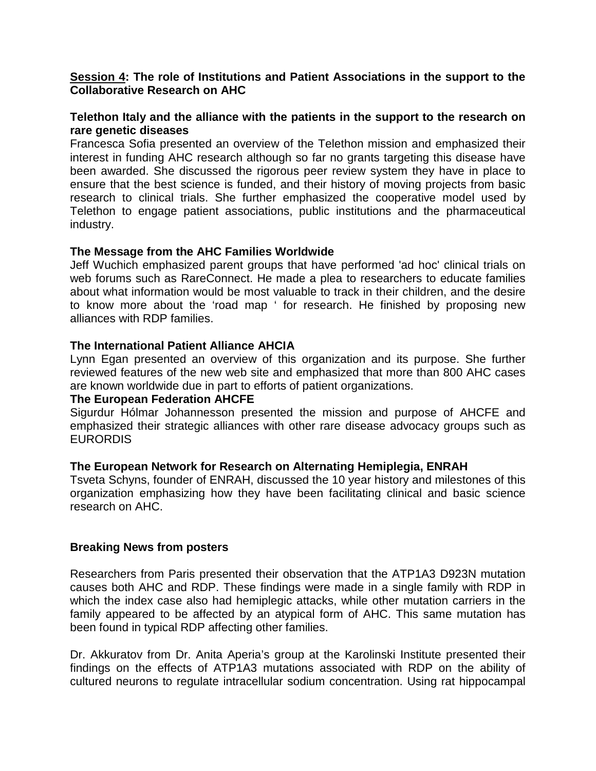**<u>Session 4</u>: The role of Institutions and Patient Associations in the support to the Collaborative Research on AHC**

**Telethon Italy and the alliance with the patients in the support to the research on rare genetic diseases**

Francesca Sofia presented an overview of the Telethon mission and emphasized their interest in funding AHC research although so far no grants targeting this disease have been awarded. She discussed the rigorous peer review system they have in place to ensure that the best science is funded, and their history of moving projects from basic research to clinical trials. She further emphasized the cooperative model used by Telethon to engage patient associations, public institutions and the pharmaceutical industry.

**The Message from the AHC Families Worldwide**

Jeff Wuchich emphasized parent groups that have performed 'ad hoc' clinical trials on web forums such as RareConnect. He made a plea to researchers to educate families about what information would be most valuable to track in their children, and the desire to know more about the 'road map ' for research. He finished by proposing new alliances with RDP families.

**The International Patient Alliance AHCIA**

Lynn Egan presented an overview of this organization and its purpose. She further reviewed features of the new web site and emphasized that more than 800 AHC cases are known worldwide due in part to efforts of patient organizations.

**The European Federation AHCFE**

Sigurdur Hólmar Johannesson presented the mission and purpose of AHCFE and emphasized their strategic alliances with other rare disease advocacy groups such as EURORDIS

**The European Network for Research on Alternating Hemiplegia, ENRAH**

Tsveta Schyns, founder of ENRAH, discussed the 10 year history and milestones of this organization emphasizing how they have been facilitating clinical and basic science research on AHC.

**Breaking News from posters**

Researchers from Paris presented their observation that the ATP1A3 D923N mutation causes both AHC and RDP. These findings were made in a single family with RDP in which the index case also had hemiplegic attacks, while other mutation carriers in the family appeared to be affected by an atypical form of AHC. This same mutation has been found in typical RDP affecting other families.

Dr. Akkuratov from Dr. Anita Aperia's group at the Karolinski Institute presented their findings on the effects of ATP1A3 mutations associated with RDP on the ability of cultured neurons to regulate intracellular sodium concentration. Using rat hippocampal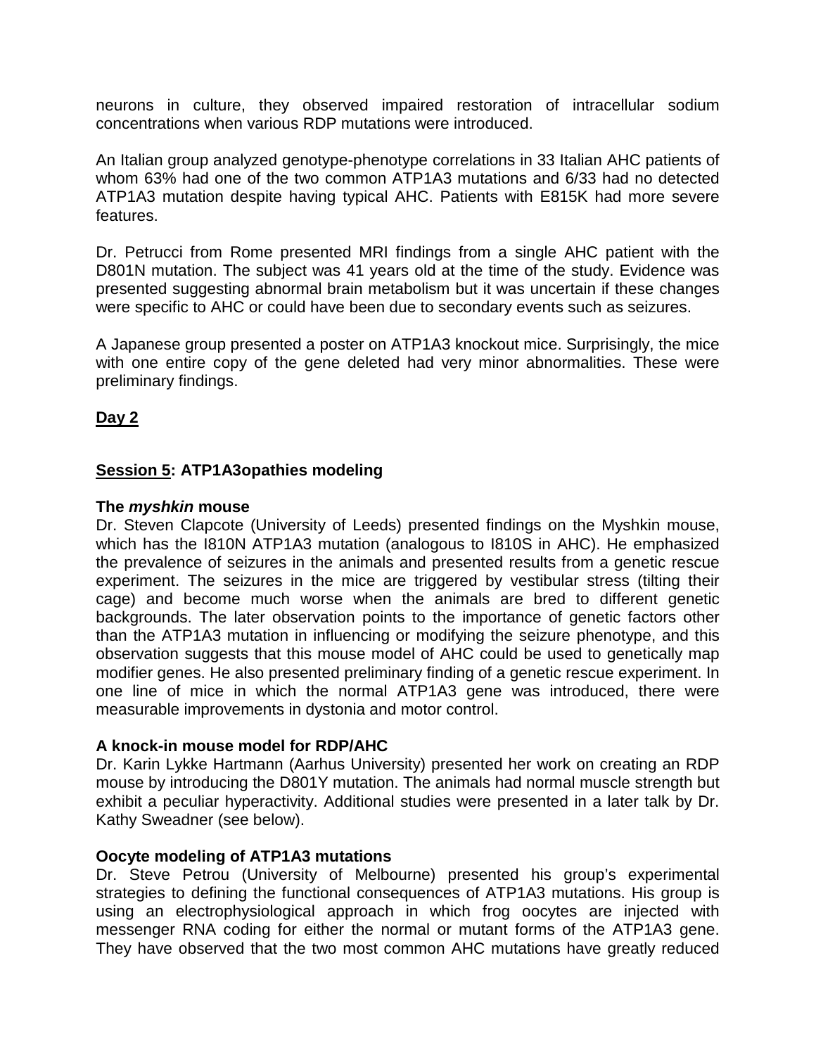neurons in culture, they observed impaired restoration of intracellular sodium concentrations when various RDP mutations were introduced.

An Italian group analyzed genotype-phenotype correlations in 33 Italian AHC patients of whom 63% had one of the two common ATP1A3 mutations and 6/33 had no detected ATP1A3 mutation despite having typical AHC. Patients with E815K had more severe features.

Dr. Petrucci from Rome presented MRI findings from a single AHC patient with the D801N mutation. The subject was 41 years old at the time of the study. Evidence was presented suggesting abnormal brain metabolism but it was uncertain if these changes were specific to AHC or could have been due to secondary events such as seizures.

A Japanese group presented a poster on ATP1A3 knockout mice. Surprisingly, the mice with one entire copy of the gene deleted had very minor abnormalities. These were preliminary findings.

## Day 2

### Session 5: ATP1A3opathies modeling

**The *myshkin* mouse**

Dr. Steven Clapcote (University of Leeds) presented findings on the Myshkin mouse, which has the I810N ATP1A3 mutation (analogous to I810S in AHC). He emphasized the prevalence of seizures in the animals and presented results from a genetic rescue experiment. The seizures in the mice are triggered by vestibular stress (tilting their cage) and become much worse when the animals are bred to different genetic backgrounds. The later observation points to the importance of genetic factors other than the ATP1A3 mutation in influencing or modifying the seizure phenotype, and this observation suggests that this mouse model of AHC could be used to genetically map modifier genes. He also presented preliminary finding of a genetic rescue experiment. In one line of mice in which the normal ATP1A3 gene was introduced, there were measurable improvements in dystonia and motor control.

**A knock-in mouse model for RDP/AHC**

Dr. Karin Lykke Hartmann (Aarhus University) presented her work on creating an RDP mouse by introducing the D801Y mutation. The animals had normal muscle strength but exhibit a peculiar hyperactivity. Additional studies were presented in a later talk by Dr. Kathy Sweadner (see below).

**Oocyte modeling of ATP1A3 mutations**

Dr. Steve Petrou (University of Melbourne) presented his group's experimental strategies to defining the functional consequences of ATP1A3 mutations. His group is using an electrophysiological approach in which frog oocytes are injected with messenger RNA coding for either the normal or mutant forms of the ATP1A3 gene. They have observed that the two most common AHC mutations have greatly reduced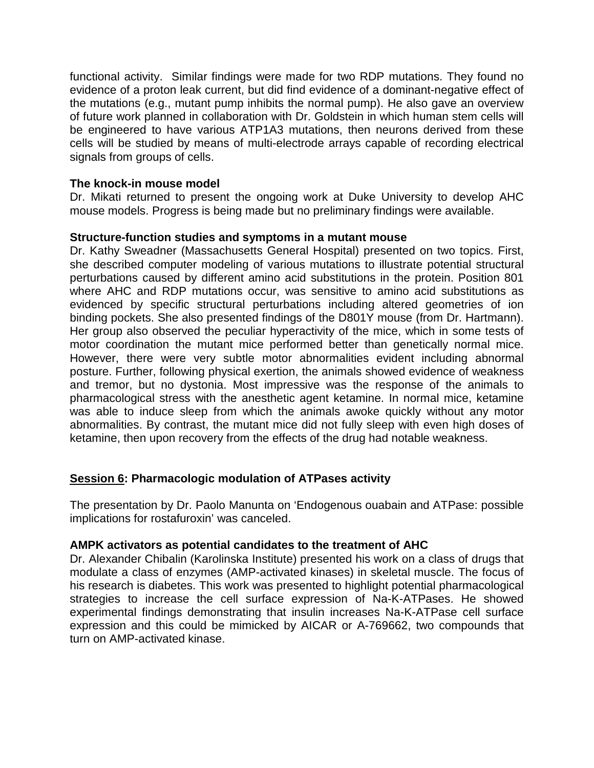functional activity.  Similar findings were made for two RDP mutations. They found no evidence of a proton leak current, but did find evidence of a dominant-negative effect of the mutations (e.g., mutant pump inhibits the normal pump). He also gave an overview of future work planned in collaboration with Dr. Goldstein in which human stem cells will be engineered to have various ATP1A3 mutations, then neurons derived from these cells will be studied by means of multi-electrode arrays capable of recording electrical signals from groups of cells.

**The knock-in mouse model**
Dr. Mikati returned to present the ongoing work at Duke University to develop AHC mouse models. Progress is being made but no preliminary findings were available.

**Structure-function studies and symptoms in a mutant mouse**
Dr. Kathy Sweadner (Massachusetts General Hospital) presented on two topics. First, she described computer modeling of various mutations to illustrate potential structural perturbations caused by different amino acid substitutions in the protein. Position 801 where AHC and RDP mutations occur, was sensitive to amino acid substitutions as evidenced by specific structural perturbations including altered geometries of ion binding pockets. She also presented findings of the D801Y mouse (from Dr. Hartmann). Her group also observed the peculiar hyperactivity of the mice, which in some tests of motor coordination the mutant mice performed better than genetically normal mice. However, there were very subtle motor abnormalities evident including abnormal posture. Further, following physical exertion, the animals showed evidence of weakness and tremor, but no dystonia. Most impressive was the response of the animals to pharmacological stress with the anesthetic agent ketamine. In normal mice, ketamine was able to induce sleep from which the animals awoke quickly without any motor abnormalities. By contrast, the mutant mice did not fully sleep with even high doses of ketamine, then upon recovery from the effects of the drug had notable weakness.

## Session 6: Pharmacologic modulation of ATPases activity

The presentation by Dr. Paolo Manunta on ‘Endogenous ouabain and ATPase: possible implications for rostafuroxin’ was canceled.

**AMPK activators as potential candidates to the treatment of AHC**
Dr. Alexander Chibalin (Karolinska Institute) presented his work on a class of drugs that modulate a class of enzymes (AMP-activated kinases) in skeletal muscle. The focus of his research is diabetes. This work was presented to highlight potential pharmacological strategies to increase the cell surface expression of Na-K-ATPases. He showed experimental findings demonstrating that insulin increases Na-K-ATPase cell surface expression and this could be mimicked by AICAR or A-769662, two compounds that turn on AMP-activated kinase.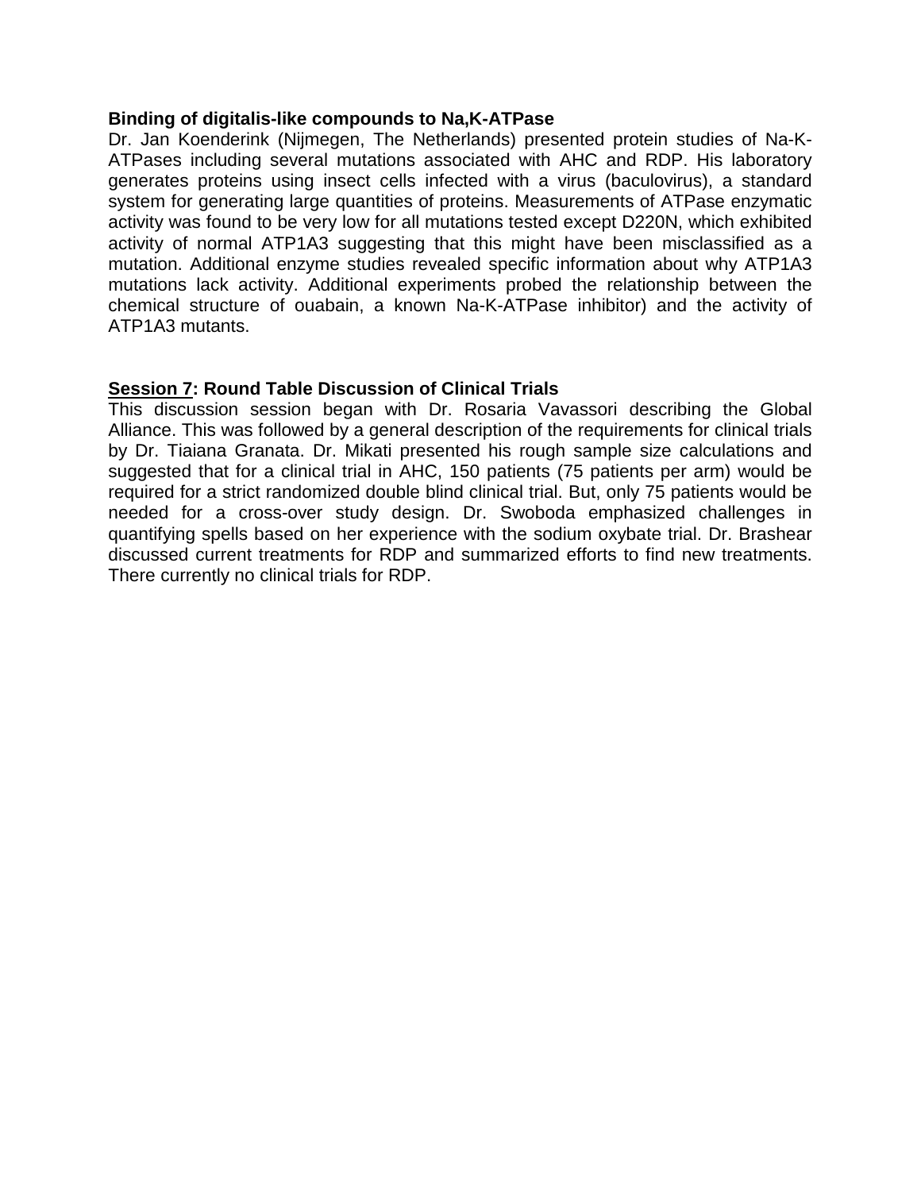**Binding of digitalis-like compounds to Na,K-ATPase**

Dr. Jan Koenderink (Nijmegen, The Netherlands) presented protein studies of Na-K-ATPases including several mutations associated with AHC and RDP. His laboratory generates proteins using insect cells infected with a virus (baculovirus), a standard system for generating large quantities of proteins. Measurements of ATPase enzymatic activity was found to be very low for all mutations tested except D220N, which exhibited activity of normal ATP1A3 suggesting that this might have been misclassified as a mutation. Additional enzyme studies revealed specific information about why ATP1A3 mutations lack activity. Additional experiments probed the relationship between the chemical structure of ouabain, a known Na-K-ATPase inhibitor) and the activity of ATP1A3 mutants.

**<u>Session 7</u>: Round Table Discussion of Clinical Trials**

This discussion session began with Dr. Rosaria Vavassori describing the Global Alliance. This was followed by a general description of the requirements for clinical trials by Dr. Tiaiana Granata. Dr. Mikati presented his rough sample size calculations and suggested that for a clinical trial in AHC, 150 patients (75 patients per arm) would be required for a strict randomized double blind clinical trial. But, only 75 patients would be needed for a cross-over study design. Dr. Swoboda emphasized challenges in quantifying spells based on her experience with the sodium oxybate trial. Dr. Brashear discussed current treatments for RDP and summarized efforts to find new treatments. There currently no clinical trials for RDP.